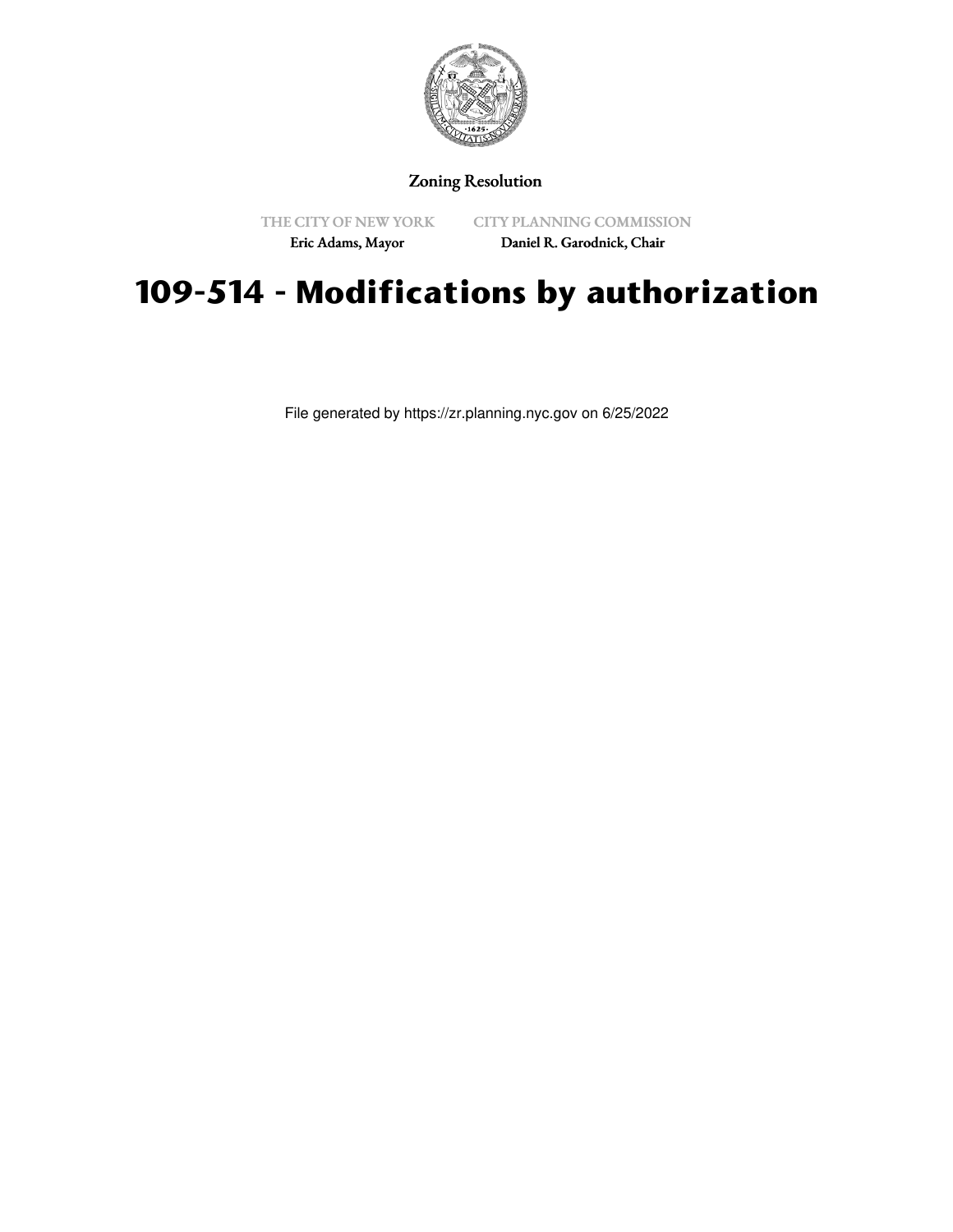Zoning Resolution

THE CITY OF NEW YORK
Eric Adams, Mayor

CITY PLANNING COMMISSION
Daniel R. Garodnick, Chair

# 109-514 - Modifications by authorization

File generated by https://zr.planning.nyc.gov on 6/25/2022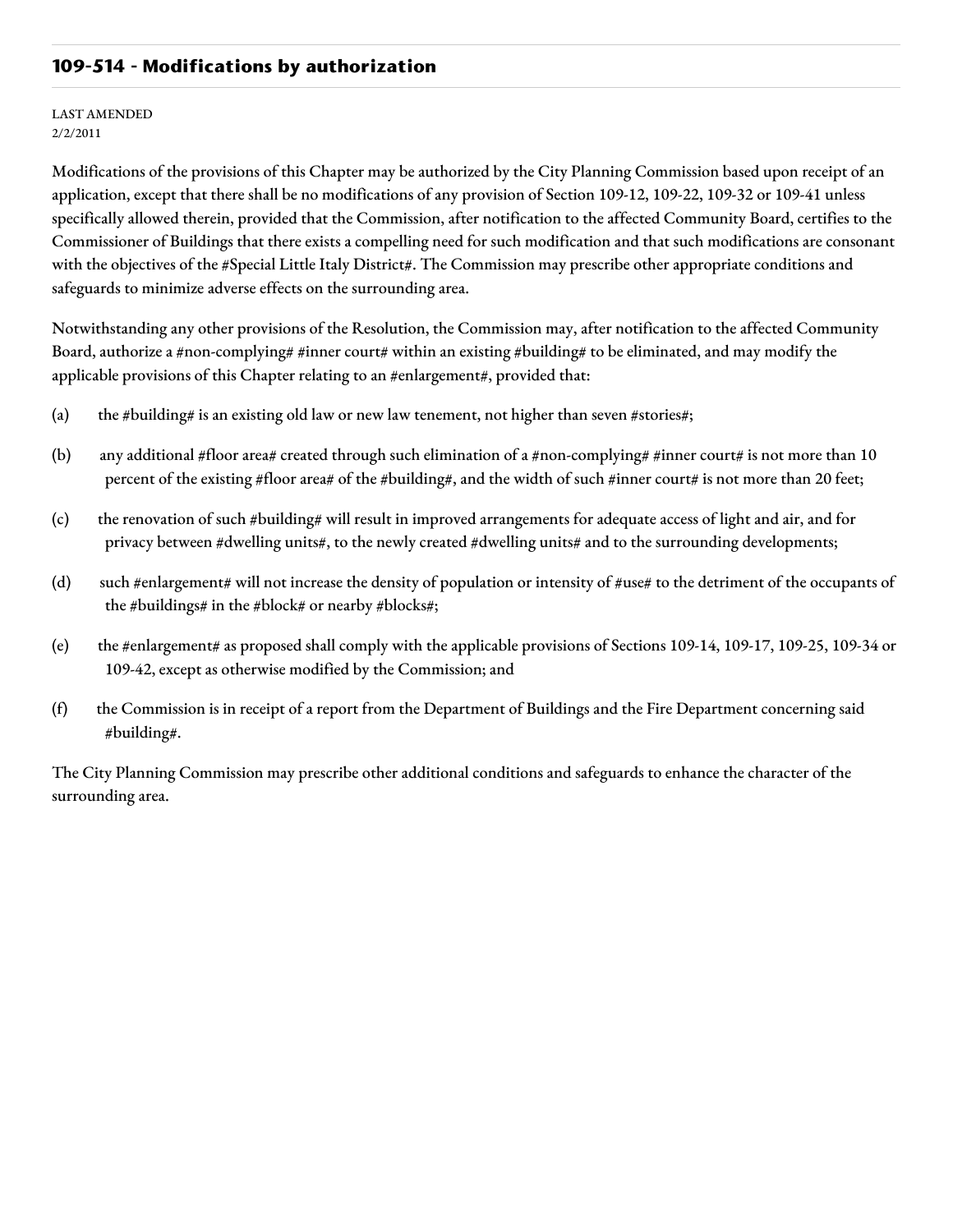## 109-514 - Modifications by authorization

LAST AMENDED
2/2/2011

Modifications of the provisions of this Chapter may be authorized by the City Planning Commission based upon receipt of an application, except that there shall be no modifications of any provision of Section 109-12, 109-22, 109-32 or 109-41 unless specifically allowed therein, provided that the Commission, after notification to the affected Community Board, certifies to the Commissioner of Buildings that there exists a compelling need for such modification and that such modifications are consonant with the objectives of the #Special Little Italy District#. The Commission may prescribe other appropriate conditions and safeguards to minimize adverse effects on the surrounding area.

Notwithstanding any other provisions of the Resolution, the Commission may, after notification to the affected Community Board, authorize a #non-complying# #inner court# within an existing #building# to be eliminated, and may modify the applicable provisions of this Chapter relating to an #enlargement#, provided that:

(a) the #building# is an existing old law or new law tenement, not higher than seven #stories#;

(b) any additional #floor area# created through such elimination of a #non-complying# #inner court# is not more than 10 percent of the existing #floor area# of the #building#, and the width of such #inner court# is not more than 20 feet;

(c) the renovation of such #building# will result in improved arrangements for adequate access of light and air, and for privacy between #dwelling units#, to the newly created #dwelling units# and to the surrounding developments;

(d) such #enlargement# will not increase the density of population or intensity of #use# to the detriment of the occupants of the #buildings# in the #block# or nearby #blocks#;

(e) the #enlargement# as proposed shall comply with the applicable provisions of Sections 109-14, 109-17, 109-25, 109-34 or 109-42, except as otherwise modified by the Commission; and

(f) the Commission is in receipt of a report from the Department of Buildings and the Fire Department concerning said #building#.

The City Planning Commission may prescribe other additional conditions and safeguards to enhance the character of the surrounding area.